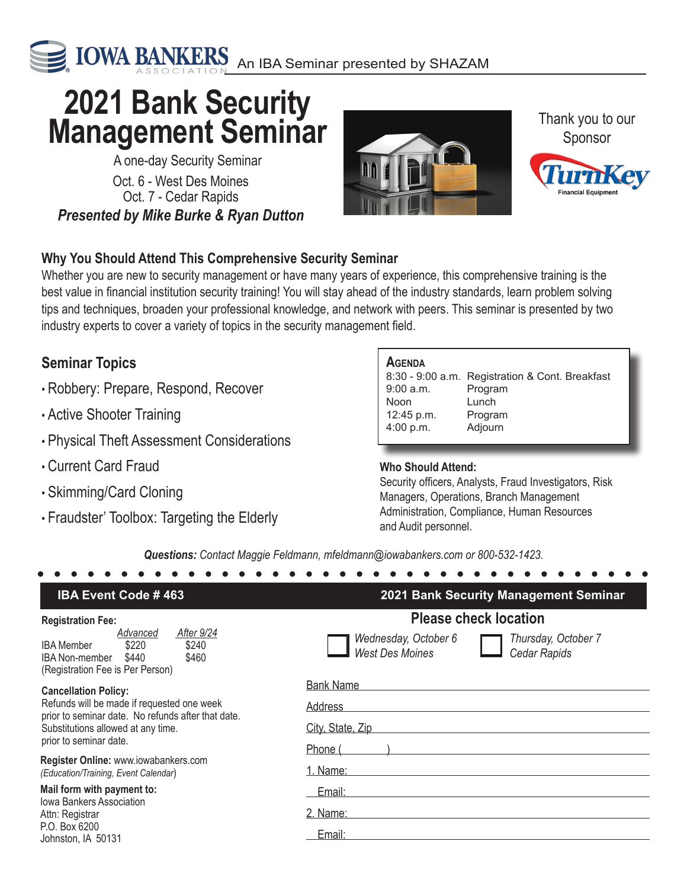IOWA BANKERS ASSOCIATION — An IBA Seminar presented by SHAZAM

# 2021 Bank Security Management Seminar

A one-day Security Seminar

Oct. 6 - West Des Moines

Oct. 7 - Cedar Rapids

***Presented by Mike Burke & Ryan Dutton***

Thank you to our Sponsor

TurnKey Financial Equipment

## Why You Should Attend This Comprehensive Security Seminar

Whether you are new to security management or have many years of experience, this comprehensive training is the best value in financial institution security training! You will stay ahead of the industry standards, learn problem solving tips and techniques, broaden your professional knowledge, and network with peers. This seminar is presented by two industry experts to cover a variety of topics in the security management field.

## Seminar Topics

- Robbery: Prepare, Respond, Recover
- Active Shooter Training
- Physical Theft Assessment Considerations
- Current Card Fraud
- Skimming/Card Cloning
- Fraudster' Toolbox: Targeting the Elderly

### Agenda

| | |
|---|---|
| 8:30 - 9:00 a.m. | Registration & Cont. Breakfast |
| 9:00 a.m. | Program |
| Noon | Lunch |
| 12:45 p.m. | Program |
| 4:00 p.m. | Adjourn |

**Who Should Attend:**

Security officers, Analysts, Fraud Investigators, Risk Managers, Operations, Branch Management Administration, Compliance, Human Resources and Audit personnel.

***Questions:*** *Contact Maggie Feldmann, mfeldmann@iowabankers.com or 800-532-1423.*

---

**IBA Event Code # 463** — **2021 Bank Security Management Seminar**

**Registration Fee:**

| | *Advanced* | *After 9/24* |
|---|---|---|
| IBA Member | $220 | $240 |
| IBA Non-member | $440 | $460 |

(Registration Fee is Per Person)

**Cancellation Policy:**

Refunds will be made if requested one week prior to seminar date. No refunds after that date. Substitutions allowed at any time. prior to seminar date.

**Register Online:** www.iowabankers.com *(Education/Training, Event Calendar)*

**Mail form with payment to:**

Iowa Bankers Association
Attn: Registrar
P.O. Box 6200
Johnston, IA 50131

**Please check location**

☐ *Wednesday, October 6 West Des Moines*

☐ *Thursday, October 7 Cedar Rapids*

Bank Name ______________________

Address ______________________

City, State, Zip ______________________

Phone (        ) ______________________

1. Name: ______________________

   Email: ______________________

2. Name: ______________________

   Email: ______________________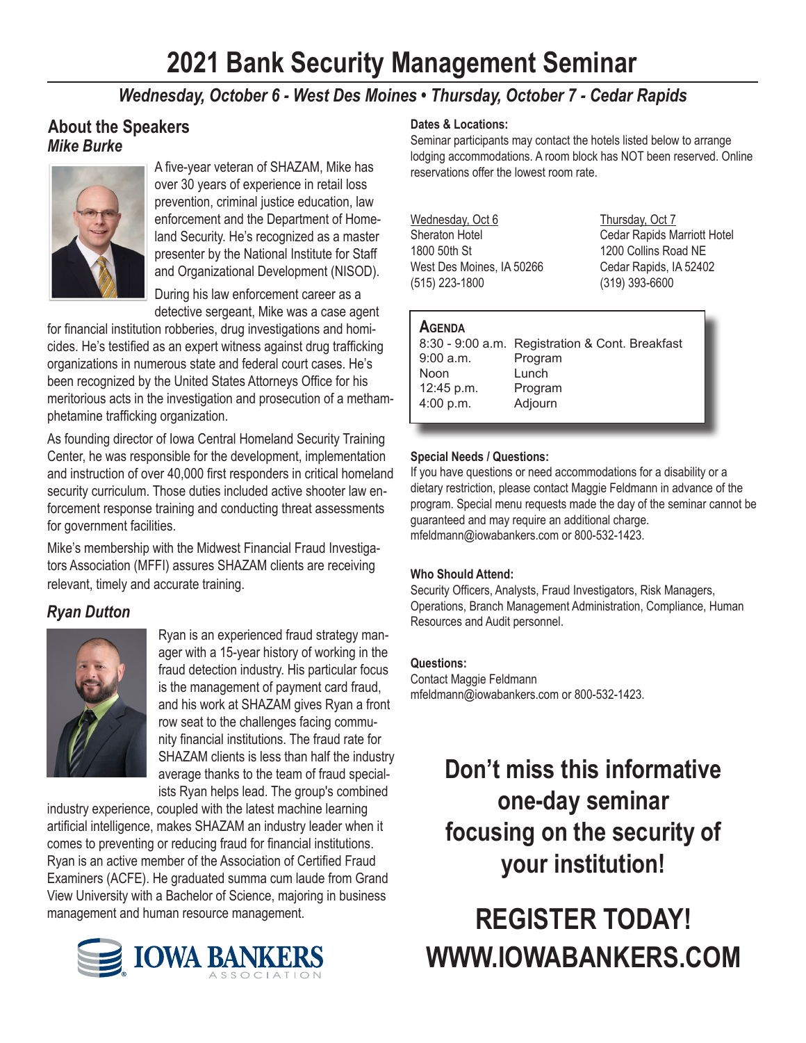# 2021 Bank Security Management Seminar

*Wednesday, October 6 - West Des Moines • Thursday, October 7 - Cedar Rapids*

## About the Speakers

### *Mike Burke*

A five-year veteran of SHAZAM, Mike has over 30 years of experience in retail loss prevention, criminal justice education, law enforcement and the Department of Homeland Security. He's recognized as a master presenter by the National Institute for Staff and Organizational Development (NISOD).

During his law enforcement career as a detective sergeant, Mike was a case agent for financial institution robberies, drug investigations and homicides. He's testified as an expert witness against drug trafficking organizations in numerous state and federal court cases. He's been recognized by the United States Attorneys Office for his meritorious acts in the investigation and prosecution of a methamphetamine trafficking organization.

As founding director of Iowa Central Homeland Security Training Center, he was responsible for the development, implementation and instruction of over 40,000 first responders in critical homeland security curriculum. Those duties included active shooter law enforcement response training and conducting threat assessments for government facilities.

Mike's membership with the Midwest Financial Fraud Investigators Association (MFFI) assures SHAZAM clients are receiving relevant, timely and accurate training.

### *Ryan Dutton*

Ryan is an experienced fraud strategy manager with a 15-year history of working in the fraud detection industry. His particular focus is the management of payment card fraud, and his work at SHAZAM gives Ryan a front row seat to the challenges facing community financial institutions. The fraud rate for SHAZAM clients is less than half the industry average thanks to the team of fraud specialists Ryan helps lead. The group's combined industry experience, coupled with the latest machine learning artificial intelligence, makes SHAZAM an industry leader when it comes to preventing or reducing fraud for financial institutions. Ryan is an active member of the Association of Certified Fraud Examiners (ACFE). He graduated summa cum laude from Grand View University with a Bachelor of Science, majoring in business management and human resource management.

IOWA BANKERS ASSOCIATION

**Dates & Locations:**

Seminar participants may contact the hotels listed below to arrange lodging accommodations. A room block has NOT been reserved. Online reservations offer the lowest room rate.

Wednesday, Oct 6
Sheraton Hotel
1800 50th St
West Des Moines, IA 50266
(515) 223-1800

Thursday, Oct 7
Cedar Rapids Marriott Hotel
1200 Collins Road NE
Cedar Rapids, IA 52402
(319) 393-6600

**Agenda**

| | |
|---|---|
| 8:30 - 9:00 a.m. | Registration & Cont. Breakfast |
| 9:00 a.m. | Program |
| Noon | Lunch |
| 12:45 p.m. | Program |
| 4:00 p.m. | Adjourn |

**Special Needs / Questions:**

If you have questions or need accommodations for a disability or a dietary restriction, please contact Maggie Feldmann in advance of the program. Special menu requests made the day of the seminar cannot be guaranteed and may require an additional charge. mfeldmann@iowabankers.com or 800-532-1423.

**Who Should Attend:**

Security Officers, Analysts, Fraud Investigators, Risk Managers, Operations, Branch Management Administration, Compliance, Human Resources and Audit personnel.

**Questions:**

Contact Maggie Feldmann
mfeldmann@iowabankers.com or 800-532-1423.

**Don't miss this informative one-day seminar focusing on the security of your institution!**

**REGISTER TODAY!**
**WWW.IOWABANKERS.COM**